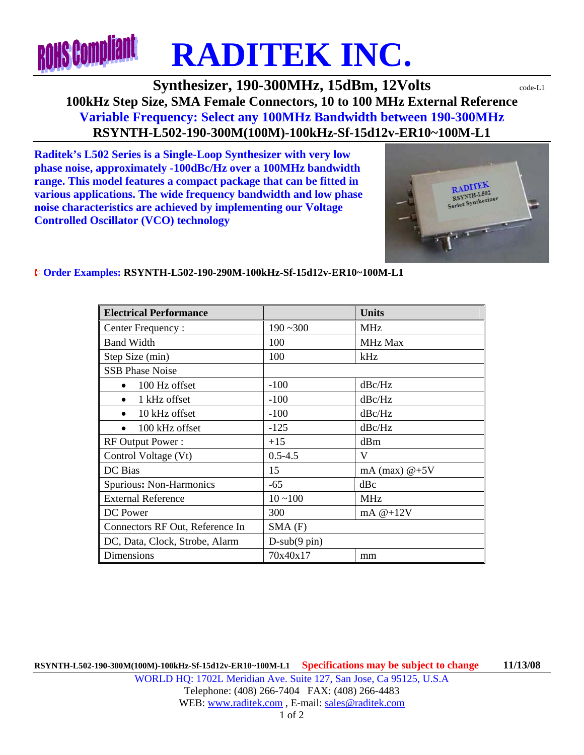# RADITEK INC.

## Synthesizer, 190-300MHz, 15dBm, 12Volts

code-L1

### 100kHz Step Size, SMA Female Connectors, 10 to 100 MHz External Reference

### Variable Frequency: Select any 100MHz Bandwidth between 190-300MHz

### RSYNTH-L502-190-300M(100M)-100kHz-Sf-15d12v-ER10~100M-L1

**Raditek's L502 Series is a Single-Loop Synthesizer with very low phase noise, approximately -100dBc/Hz over a 100MHz bandwidth range. This model features a compact package that can be fitted in various applications. The wide frequency bandwidth and low phase noise characteristics are achieved by implementing our Voltage Controlled Oscillator (VCO) technology**

**Order Examples: RSYNTH-L502-190-290M-100kHz-Sf-15d12v-ER10~100M-L1**

| Electrical Performance | | Units |
|---|---|---|
| Center Frequency : | 190 ~300 | MHz |
| Band Width | 100 | MHz Max |
| Step Size (min) | 100 | kHz |
| SSB Phase Noise | | |
| • 100 Hz offset | -100 | dBc/Hz |
| • 1 kHz offset | -100 | dBc/Hz |
| • 10 kHz offset | -100 | dBc/Hz |
| • 100 kHz offset | -125 | dBc/Hz |
| RF Output Power : | +15 | dBm |
| Control Voltage (Vt) | 0.5-4.5 | V |
| DC Bias | 15 | mA (max) @+5V |
| Spurious**:** Non-Harmonics | -65 | dBc |
| External Reference | 10 ~100 | MHz |
| DC Power | 300 | mA @+12V |
| Connectors RF Out, Reference In | SMA (F) | |
| DC, Data, Clock, Strobe, Alarm | D-sub(9 pin) | |
| Dimensions | 70x40x17 | mm |

**RSYNTH-L502-190-300M(100M)-100kHz-Sf-15d12v-ER10~100M-L1** Specifications may be subject to change **11/13/08**

WORLD HQ: 1702L Meridian Ave. Suite 127, San Jose, Ca 95125, U.S.A
Telephone: (408) 266-7404 FAX: (408) 266-4483
WEB: www.raditek.com , E-mail: sales@raditek.com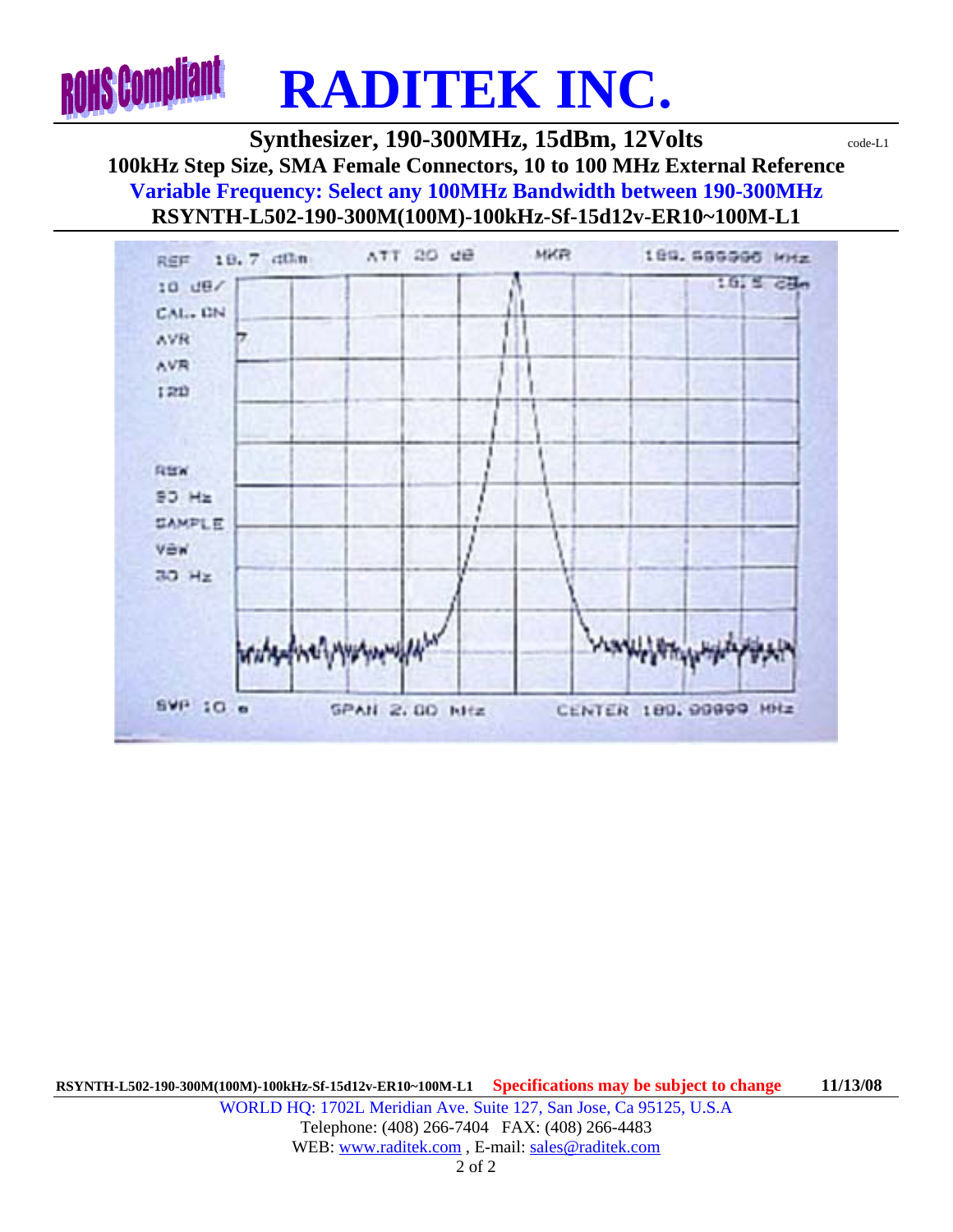ROHS Compliant

# RADITEK INC.

**Synthesizer, 190-300MHz, 15dBm, 12Volts** code-L1

**100kHz Step Size, SMA Female Connectors, 10 to 100 MHz External Reference**

**Variable Frequency: Select any 100MHz Bandwidth between 190-300MHz**

**RSYNTH-L502-190-300M(100M)-100kHz-Sf-15d12v-ER10~100M-L1**

REF 18.7 dBm
ATT 20 dB
MKR 189.999996 MHz
18.5 dBm
10 dB/
CAL. ON
AVR
AVR
120
RBW
30 Hz
SAMPLE
VBW
30 Hz
SWP 10 s
SPAN 2.00 kHz
CENTER 189.99999 MHz

RSYNTH-L502-190-300M(100M)-100kHz-Sf-15d12v-ER10~100M-L1 **Specifications may be subject to change** **11/13/08**

WORLD HQ: 1702L Meridian Ave. Suite 127, San Jose, Ca 95125, U.S.A

Telephone: (408) 266-7404 FAX: (408) 266-4483

WEB: www.raditek.com , E-mail: sales@raditek.com